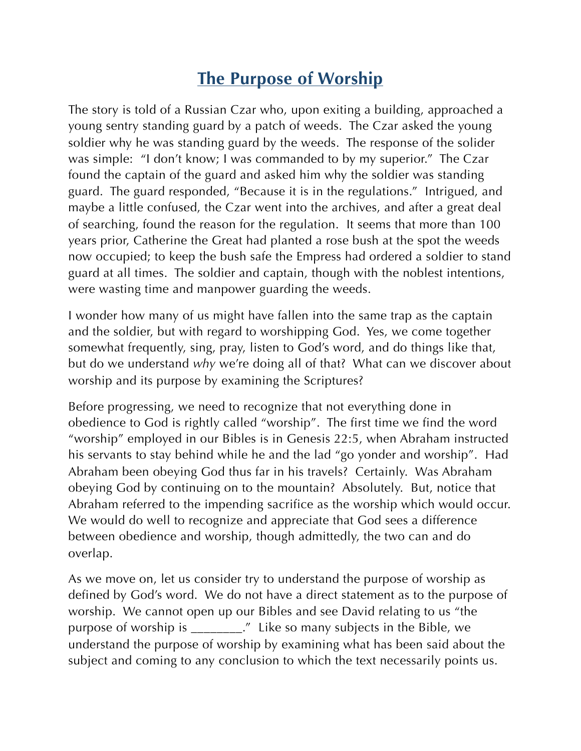# The Purpose of Worship

The story is told of a Russian Czar who, upon exiting a building, approached a young sentry standing guard by a patch of weeds. The Czar asked the young soldier why he was standing guard by the weeds. The response of the solider was simple: "I don't know; I was commanded to by my superior." The Czar found the captain of the guard and asked him why the soldier was standing guard. The guard responded, "Because it is in the regulations." Intrigued, and maybe a little confused, the Czar went into the archives, and after a great deal of searching, found the reason for the regulation. It seems that more than 100 years prior, Catherine the Great had planted a rose bush at the spot the weeds now occupied; to keep the bush safe the Empress had ordered a soldier to stand guard at all times. The soldier and captain, though with the noblest intentions, were wasting time and manpower guarding the weeds.

I wonder how many of us might have fallen into the same trap as the captain and the soldier, but with regard to worshipping God. Yes, we come together somewhat frequently, sing, pray, listen to God's word, and do things like that, but do we understand *why* we're doing all of that? What can we discover about worship and its purpose by examining the Scriptures?

Before progressing, we need to recognize that not everything done in obedience to God is rightly called "worship". The first time we find the word "worship" employed in our Bibles is in Genesis 22:5, when Abraham instructed his servants to stay behind while he and the lad "go yonder and worship". Had Abraham been obeying God thus far in his travels? Certainly. Was Abraham obeying God by continuing on to the mountain? Absolutely. But, notice that Abraham referred to the impending sacrifice as the worship which would occur. We would do well to recognize and appreciate that God sees a difference between obedience and worship, though admittedly, the two can and do overlap.

As we move on, let us consider try to understand the purpose of worship as defined by God's word. We do not have a direct statement as to the purpose of worship. We cannot open up our Bibles and see David relating to us "the purpose of worship is ________." Like so many subjects in the Bible, we understand the purpose of worship by examining what has been said about the subject and coming to any conclusion to which the text necessarily points us.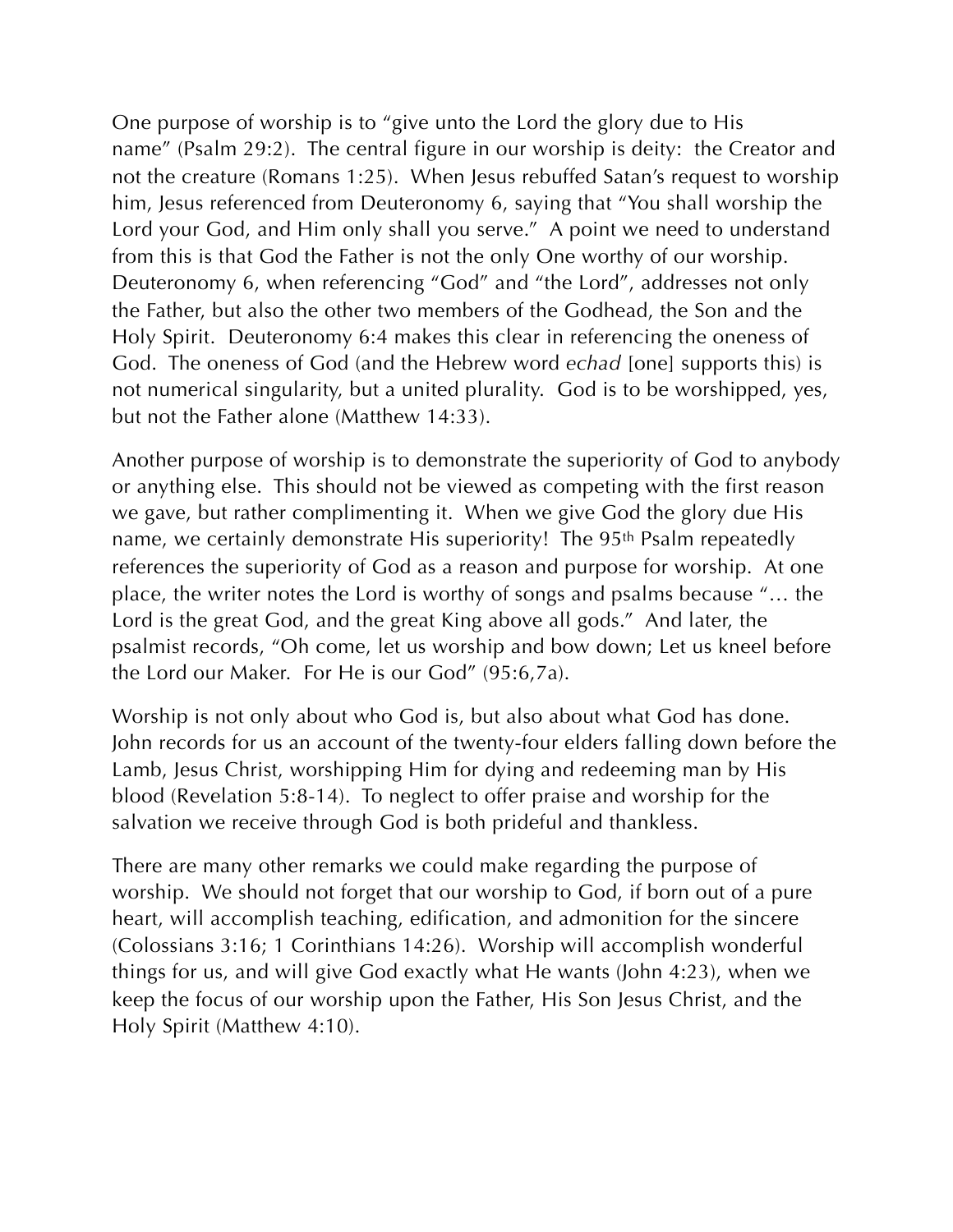One purpose of worship is to "give unto the Lord the glory due to His name" (Psalm 29:2). The central figure in our worship is deity: the Creator and not the creature (Romans 1:25). When Jesus rebuffed Satan's request to worship him, Jesus referenced from Deuteronomy 6, saying that "You shall worship the Lord your God, and Him only shall you serve." A point we need to understand from this is that God the Father is not the only One worthy of our worship. Deuteronomy 6, when referencing "God" and "the Lord", addresses not only the Father, but also the other two members of the Godhead, the Son and the Holy Spirit. Deuteronomy 6:4 makes this clear in referencing the oneness of God. The oneness of God (and the Hebrew word *echad* [one] supports this) is not numerical singularity, but a united plurality. God is to be worshipped, yes, but not the Father alone (Matthew 14:33).

Another purpose of worship is to demonstrate the superiority of God to anybody or anything else. This should not be viewed as competing with the first reason we gave, but rather complimenting it. When we give God the glory due His name, we certainly demonstrate His superiority! The 95th Psalm repeatedly references the superiority of God as a reason and purpose for worship. At one place, the writer notes the Lord is worthy of songs and psalms because "… the Lord is the great God, and the great King above all gods." And later, the psalmist records, "Oh come, let us worship and bow down; Let us kneel before the Lord our Maker. For He is our God" (95:6,7a).

Worship is not only about who God is, but also about what God has done. John records for us an account of the twenty-four elders falling down before the Lamb, Jesus Christ, worshipping Him for dying and redeeming man by His blood (Revelation 5:8-14). To neglect to offer praise and worship for the salvation we receive through God is both prideful and thankless.

There are many other remarks we could make regarding the purpose of worship. We should not forget that our worship to God, if born out of a pure heart, will accomplish teaching, edification, and admonition for the sincere (Colossians 3:16; 1 Corinthians 14:26). Worship will accomplish wonderful things for us, and will give God exactly what He wants (John 4:23), when we keep the focus of our worship upon the Father, His Son Jesus Christ, and the Holy Spirit (Matthew 4:10).